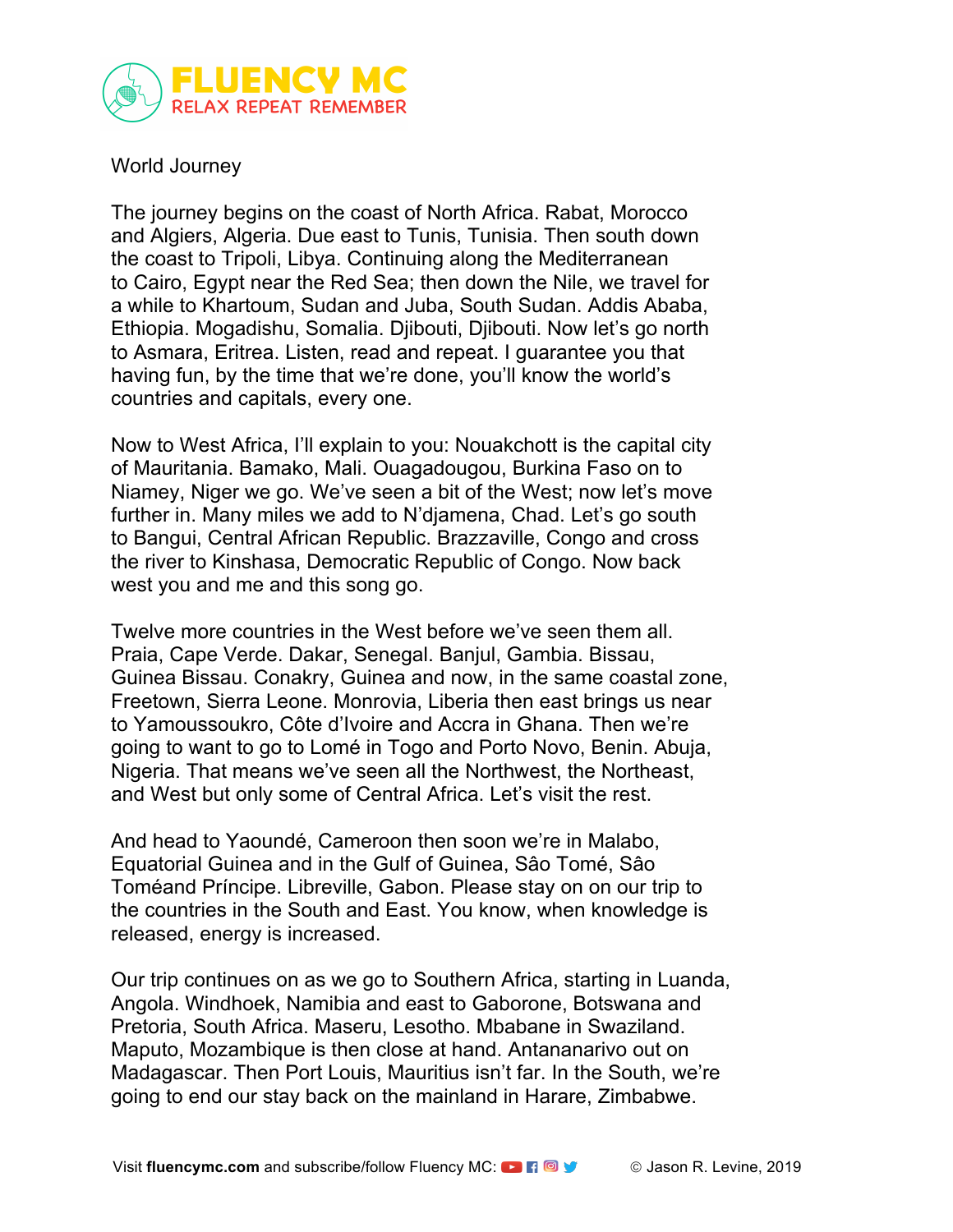FLUENCY MC
RELAX REPEAT REMEMBER

World Journey

The journey begins on the coast of North Africa. Rabat, Morocco and Algiers, Algeria. Due east to Tunis, Tunisia. Then south down the coast to Tripoli, Libya. Continuing along the Mediterranean to Cairo, Egypt near the Red Sea; then down the Nile, we travel for a while to Khartoum, Sudan and Juba, South Sudan. Addis Ababa, Ethiopia. Mogadishu, Somalia. Djibouti, Djibouti. Now let's go north to Asmara, Eritrea. Listen, read and repeat. I guarantee you that having fun, by the time that we're done, you'll know the world's countries and capitals, every one.

Now to West Africa, I'll explain to you: Nouakchott is the capital city of Mauritania. Bamako, Mali. Ouagadougou, Burkina Faso on to Niamey, Niger we go. We've seen a bit of the West; now let's move further in. Many miles we add to N'djamena, Chad. Let's go south to Bangui, Central African Republic. Brazzaville, Congo and cross the river to Kinshasa, Democratic Republic of Congo. Now back west you and me and this song go.

Twelve more countries in the West before we've seen them all. Praia, Cape Verde. Dakar, Senegal. Banjul, Gambia. Bissau, Guinea Bissau. Conakry, Guinea and now, in the same coastal zone, Freetown, Sierra Leone. Monrovia, Liberia then east brings us near to Yamoussoukro, Côte d'Ivoire and Accra in Ghana. Then we're going to want to go to Lomé in Togo and Porto Novo, Benin. Abuja, Nigeria. That means we've seen all the Northwest, the Northeast, and West but only some of Central Africa. Let's visit the rest.

And head to Yaoundé, Cameroon then soon we're in Malabo, Equatorial Guinea and in the Gulf of Guinea, Sâo Tomé, Sâo Toméand Príncipe. Libreville, Gabon. Please stay on on our trip to the countries in the South and East. You know, when knowledge is released, energy is increased.

Our trip continues on as we go to Southern Africa, starting in Luanda, Angola. Windhoek, Namibia and east to Gaborone, Botswana and Pretoria, South Africa. Maseru, Lesotho. Mbabane in Swaziland. Maputo, Mozambique is then close at hand. Antananarivo out on Madagascar. Then Port Louis, Mauritius isn't far. In the South, we're going to end our stay back on the mainland in Harare, Zimbabwe.

Visit **fluencymc.com** and subscribe/follow Fluency MC: © Jason R. Levine, 2019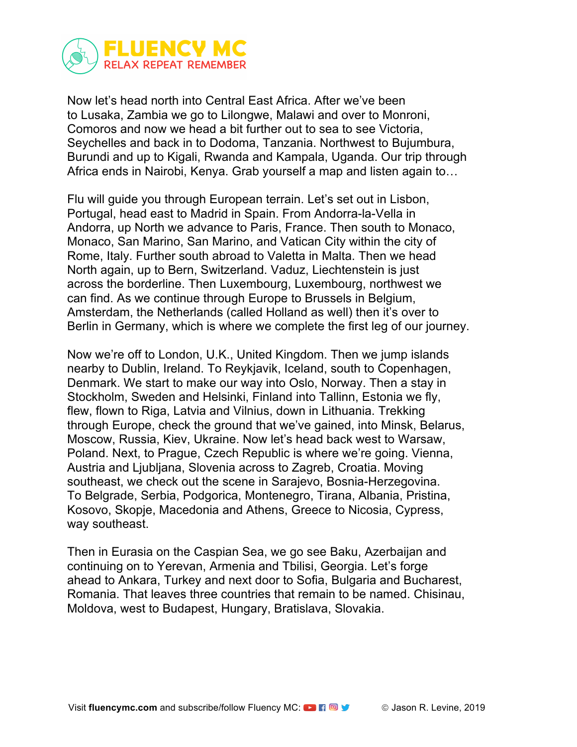Now let's head north into Central East Africa. After we've been to Lusaka, Zambia we go to Lilongwe, Malawi and over to Monroni, Comoros and now we head a bit further out to sea to see Victoria, Seychelles and back in to Dodoma, Tanzania. Northwest to Bujumbura, Burundi and up to Kigali, Rwanda and Kampala, Uganda. Our trip through Africa ends in Nairobi, Kenya. Grab yourself a map and listen again to…

Flu will guide you through European terrain. Let's set out in Lisbon, Portugal, head east to Madrid in Spain. From Andorra-la-Vella in Andorra, up North we advance to Paris, France. Then south to Monaco, Monaco, San Marino, San Marino, and Vatican City within the city of Rome, Italy. Further south abroad to Valetta in Malta. Then we head North again, up to Bern, Switzerland. Vaduz, Liechtenstein is just across the borderline. Then Luxembourg, Luxembourg, northwest we can find. As we continue through Europe to Brussels in Belgium, Amsterdam, the Netherlands (called Holland as well) then it's over to Berlin in Germany, which is where we complete the first leg of our journey.

Now we're off to London, U.K., United Kingdom. Then we jump islands nearby to Dublin, Ireland. To Reykjavik, Iceland, south to Copenhagen, Denmark. We start to make our way into Oslo, Norway. Then a stay in Stockholm, Sweden and Helsinki, Finland into Tallinn, Estonia we fly, flew, flown to Riga, Latvia and Vilnius, down in Lithuania. Trekking through Europe, check the ground that we've gained, into Minsk, Belarus, Moscow, Russia, Kiev, Ukraine. Now let's head back west to Warsaw, Poland. Next, to Prague, Czech Republic is where we're going. Vienna, Austria and Ljubljana, Slovenia across to Zagreb, Croatia. Moving southeast, we check out the scene in Sarajevo, Bosnia-Herzegovina. To Belgrade, Serbia, Podgorica, Montenegro, Tirana, Albania, Pristina, Kosovo, Skopje, Macedonia and Athens, Greece to Nicosia, Cypress, way southeast.

Then in Eurasia on the Caspian Sea, we go see Baku, Azerbaijan and continuing on to Yerevan, Armenia and Tbilisi, Georgia. Let's forge ahead to Ankara, Turkey and next door to Sofia, Bulgaria and Bucharest, Romania. That leaves three countries that remain to be named. Chisinau, Moldova, west to Budapest, Hungary, Bratislava, Slovakia.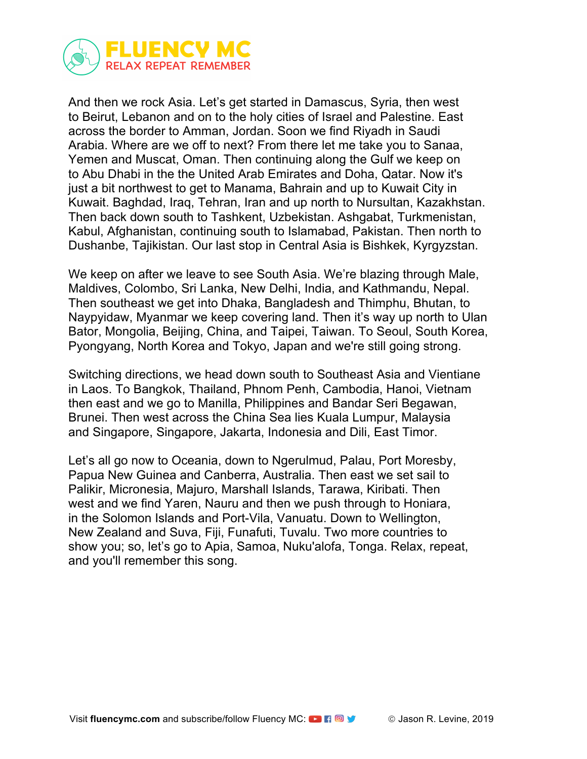And then we rock Asia. Let's get started in Damascus, Syria, then west to Beirut, Lebanon and on to the holy cities of Israel and Palestine. East across the border to Amman, Jordan. Soon we find Riyadh in Saudi Arabia. Where are we off to next? From there let me take you to Sanaa, Yemen and Muscat, Oman. Then continuing along the Gulf we keep on to Abu Dhabi in the the United Arab Emirates and Doha, Qatar. Now it's just a bit northwest to get to Manama, Bahrain and up to Kuwait City in Kuwait. Baghdad, Iraq, Tehran, Iran and up north to Nursultan, Kazakhstan. Then back down south to Tashkent, Uzbekistan. Ashgabat, Turkmenistan, Kabul, Afghanistan, continuing south to Islamabad, Pakistan. Then north to Dushanbe, Tajikistan. Our last stop in Central Asia is Bishkek, Kyrgyzstan.

We keep on after we leave to see South Asia. We're blazing through Male, Maldives, Colombo, Sri Lanka, New Delhi, India, and Kathmandu, Nepal. Then southeast we get into Dhaka, Bangladesh and Thimphu, Bhutan, to Naypyidaw, Myanmar we keep covering land. Then it's way up north to Ulan Bator, Mongolia, Beijing, China, and Taipei, Taiwan. To Seoul, South Korea, Pyongyang, North Korea and Tokyo, Japan and we're still going strong.

Switching directions, we head down south to Southeast Asia and Vientiane in Laos. To Bangkok, Thailand, Phnom Penh, Cambodia, Hanoi, Vietnam then east and we go to Manilla, Philippines and Bandar Seri Begawan, Brunei. Then west across the China Sea lies Kuala Lumpur, Malaysia and Singapore, Singapore, Jakarta, Indonesia and Dili, East Timor.

Let's all go now to Oceania, down to Ngerulmud, Palau, Port Moresby, Papua New Guinea and Canberra, Australia. Then east we set sail to Palikir, Micronesia, Majuro, Marshall Islands, Tarawa, Kiribati. Then west and we find Yaren, Nauru and then we push through to Honiara, in the Solomon Islands and Port-Vila, Vanuatu. Down to Wellington, New Zealand and Suva, Fiji, Funafuti, Tuvalu. Two more countries to show you; so, let's go to Apia, Samoa, Nuku'alofa, Tonga. Relax, repeat, and you'll remember this song.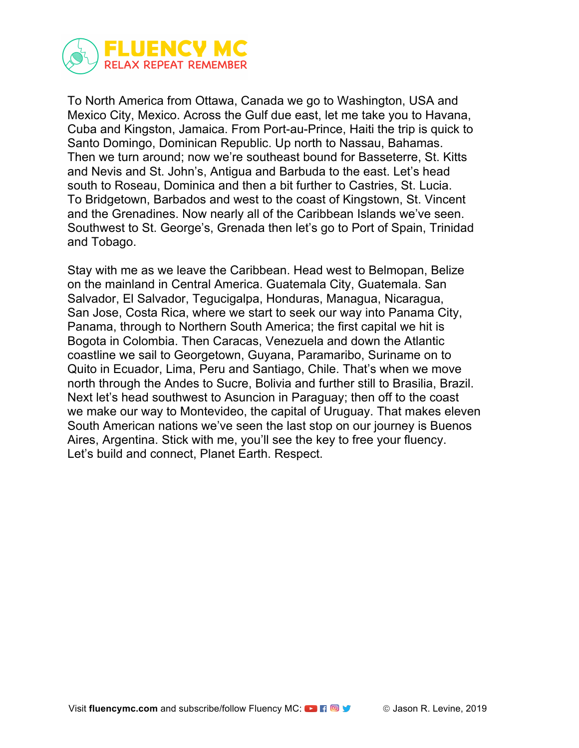To North America from Ottawa, Canada we go to Washington, USA and Mexico City, Mexico. Across the Gulf due east, let me take you to Havana, Cuba and Kingston, Jamaica. From Port-au-Prince, Haiti the trip is quick to Santo Domingo, Dominican Republic. Up north to Nassau, Bahamas. Then we turn around; now we're southeast bound for Basseterre, St. Kitts and Nevis and St. John's, Antigua and Barbuda to the east. Let's head south to Roseau, Dominica and then a bit further to Castries, St. Lucia. To Bridgetown, Barbados and west to the coast of Kingstown, St. Vincent and the Grenadines. Now nearly all of the Caribbean Islands we've seen. Southwest to St. George's, Grenada then let's go to Port of Spain, Trinidad and Tobago.

Stay with me as we leave the Caribbean. Head west to Belmopan, Belize on the mainland in Central America. Guatemala City, Guatemala. San Salvador, El Salvador, Tegucigalpa, Honduras, Managua, Nicaragua, San Jose, Costa Rica, where we start to seek our way into Panama City, Panama, through to Northern South America; the first capital we hit is Bogota in Colombia. Then Caracas, Venezuela and down the Atlantic coastline we sail to Georgetown, Guyana, Paramaribo, Suriname on to Quito in Ecuador, Lima, Peru and Santiago, Chile. That's when we move north through the Andes to Sucre, Bolivia and further still to Brasilia, Brazil. Next let's head southwest to Asuncion in Paraguay; then off to the coast we make our way to Montevideo, the capital of Uruguay. That makes eleven South American nations we've seen the last stop on our journey is Buenos Aires, Argentina. Stick with me, you'll see the key to free your fluency. Let's build and connect, Planet Earth. Respect.